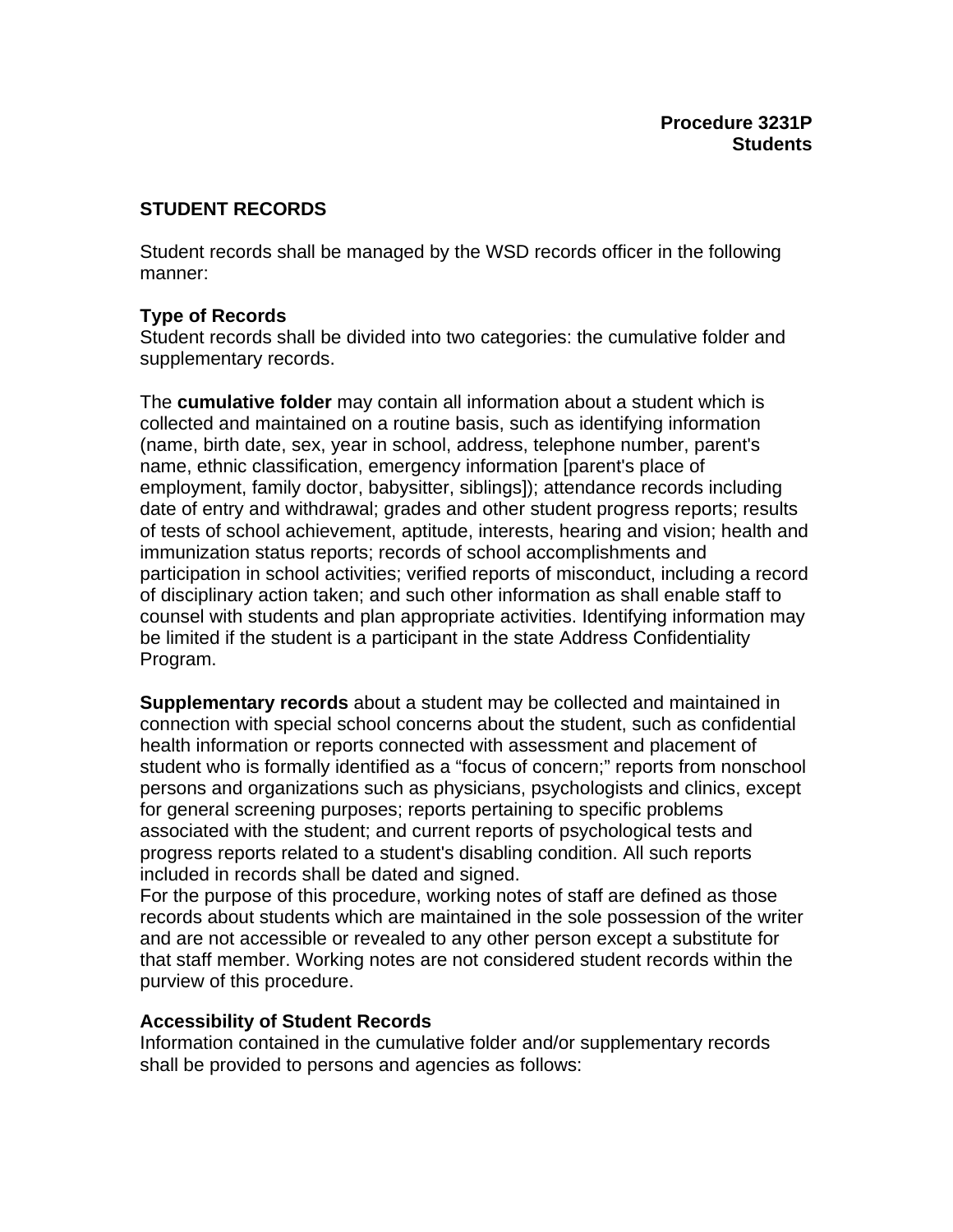**Procedure 3231P**
**Students**

## STUDENT RECORDS

Student records shall be managed by the WSD records officer in the following manner:

**Type of Records**
Student records shall be divided into two categories: the cumulative folder and supplementary records.

The **cumulative folder** may contain all information about a student which is collected and maintained on a routine basis, such as identifying information (name, birth date, sex, year in school, address, telephone number, parent's name, ethnic classification, emergency information [parent's place of employment, family doctor, babysitter, siblings]); attendance records including date of entry and withdrawal; grades and other student progress reports; results of tests of school achievement, aptitude, interests, hearing and vision; health and immunization status reports; records of school accomplishments and participation in school activities; verified reports of misconduct, including a record of disciplinary action taken; and such other information as shall enable staff to counsel with students and plan appropriate activities. Identifying information may be limited if the student is a participant in the state Address Confidentiality Program.

**Supplementary records** about a student may be collected and maintained in connection with special school concerns about the student, such as confidential health information or reports connected with assessment and placement of student who is formally identified as a "focus of concern;" reports from nonschool persons and organizations such as physicians, psychologists and clinics, except for general screening purposes; reports pertaining to specific problems associated with the student; and current reports of psychological tests and progress reports related to a student's disabling condition. All such reports included in records shall be dated and signed.
For the purpose of this procedure, working notes of staff are defined as those records about students which are maintained in the sole possession of the writer and are not accessible or revealed to any other person except a substitute for that staff member. Working notes are not considered student records within the purview of this procedure.

**Accessibility of Student Records**
Information contained in the cumulative folder and/or supplementary records shall be provided to persons and agencies as follows: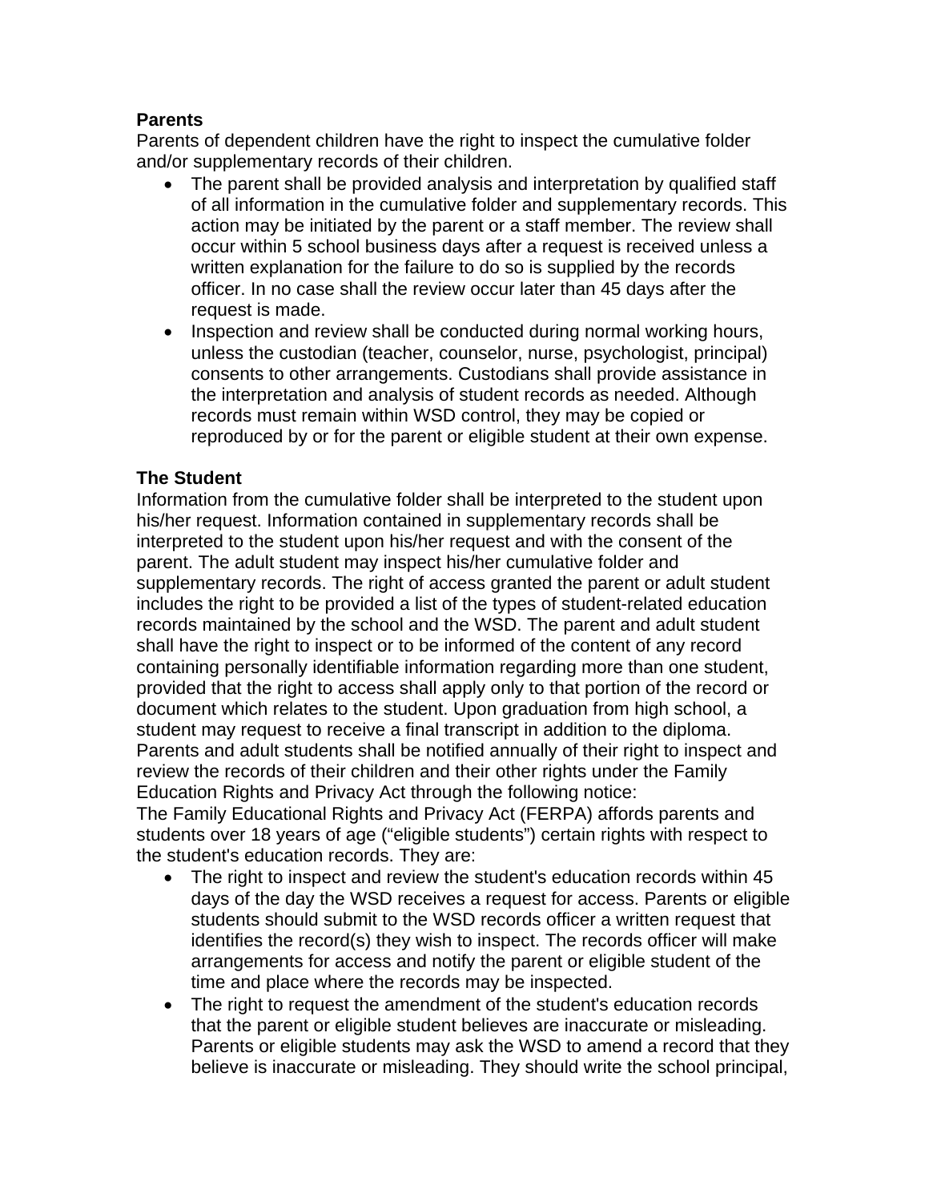**Parents**

Parents of dependent children have the right to inspect the cumulative folder and/or supplementary records of their children.

- The parent shall be provided analysis and interpretation by qualified staff of all information in the cumulative folder and supplementary records. This action may be initiated by the parent or a staff member. The review shall occur within 5 school business days after a request is received unless a written explanation for the failure to do so is supplied by the records officer. In no case shall the review occur later than 45 days after the request is made.
- Inspection and review shall be conducted during normal working hours, unless the custodian (teacher, counselor, nurse, psychologist, principal) consents to other arrangements. Custodians shall provide assistance in the interpretation and analysis of student records as needed. Although records must remain within WSD control, they may be copied or reproduced by or for the parent or eligible student at their own expense.

**The Student**

Information from the cumulative folder shall be interpreted to the student upon his/her request. Information contained in supplementary records shall be interpreted to the student upon his/her request and with the consent of the parent. The adult student may inspect his/her cumulative folder and supplementary records. The right of access granted the parent or adult student includes the right to be provided a list of the types of student-related education records maintained by the school and the WSD. The parent and adult student shall have the right to inspect or to be informed of the content of any record containing personally identifiable information regarding more than one student, provided that the right to access shall apply only to that portion of the record or document which relates to the student. Upon graduation from high school, a student may request to receive a final transcript in addition to the diploma. Parents and adult students shall be notified annually of their right to inspect and review the records of their children and their other rights under the Family Education Rights and Privacy Act through the following notice:

The Family Educational Rights and Privacy Act (FERPA) affords parents and students over 18 years of age ("eligible students") certain rights with respect to the student's education records. They are:

- The right to inspect and review the student's education records within 45 days of the day the WSD receives a request for access. Parents or eligible students should submit to the WSD records officer a written request that identifies the record(s) they wish to inspect. The records officer will make arrangements for access and notify the parent or eligible student of the time and place where the records may be inspected.
- The right to request the amendment of the student's education records that the parent or eligible student believes are inaccurate or misleading. Parents or eligible students may ask the WSD to amend a record that they believe is inaccurate or misleading. They should write the school principal,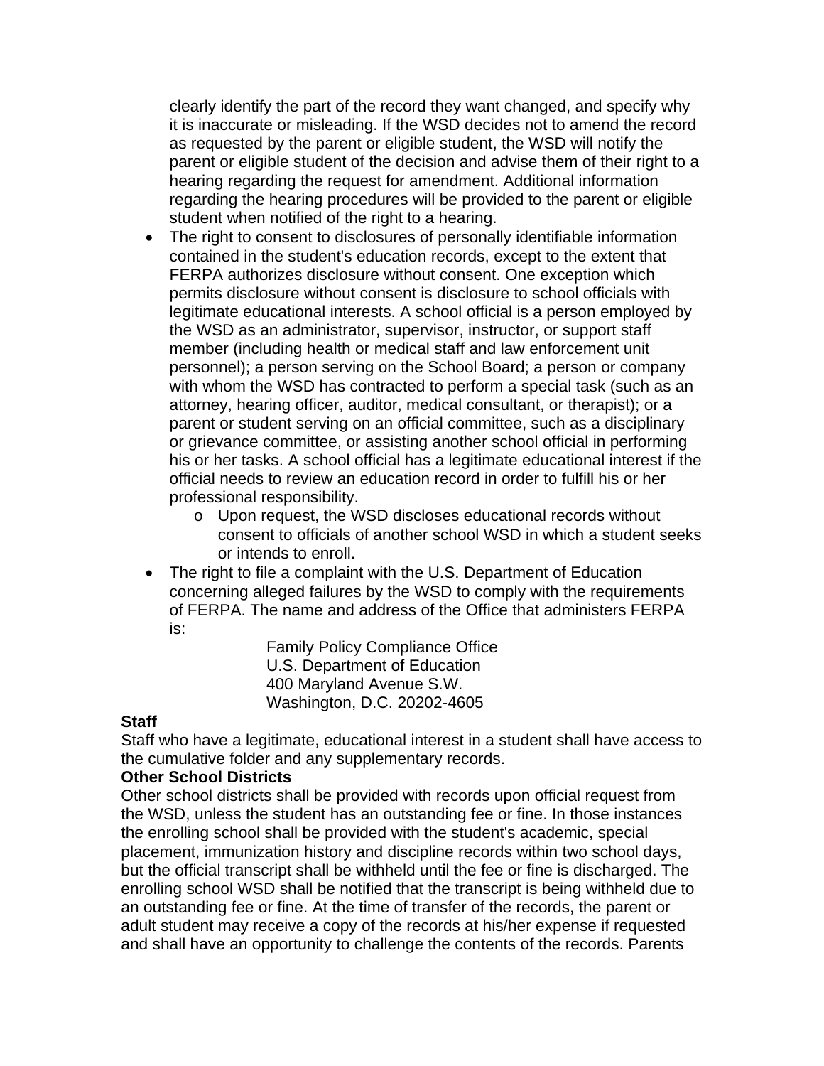clearly identify the part of the record they want changed, and specify why it is inaccurate or misleading. If the WSD decides not to amend the record as requested by the parent or eligible student, the WSD will notify the parent or eligible student of the decision and advise them of their right to a hearing regarding the request for amendment. Additional information regarding the hearing procedures will be provided to the parent or eligible student when notified of the right to a hearing.

- The right to consent to disclosures of personally identifiable information contained in the student's education records, except to the extent that FERPA authorizes disclosure without consent. One exception which permits disclosure without consent is disclosure to school officials with legitimate educational interests. A school official is a person employed by the WSD as an administrator, supervisor, instructor, or support staff member (including health or medical staff and law enforcement unit personnel); a person serving on the School Board; a person or company with whom the WSD has contracted to perform a special task (such as an attorney, hearing officer, auditor, medical consultant, or therapist); or a parent or student serving on an official committee, such as a disciplinary or grievance committee, or assisting another school official in performing his or her tasks. A school official has a legitimate educational interest if the official needs to review an education record in order to fulfill his or her professional responsibility.
    - Upon request, the WSD discloses educational records without consent to officials of another school WSD in which a student seeks or intends to enroll.
- The right to file a complaint with the U.S. Department of Education concerning alleged failures by the WSD to comply with the requirements of FERPA. The name and address of the Office that administers FERPA is:

  Family Policy Compliance Office
  U.S. Department of Education
  400 Maryland Avenue S.W.
  Washington, D.C. 20202-4605

**Staff**

Staff who have a legitimate, educational interest in a student shall have access to the cumulative folder and any supplementary records.

**Other School Districts**

Other school districts shall be provided with records upon official request from the WSD, unless the student has an outstanding fee or fine. In those instances the enrolling school shall be provided with the student's academic, special placement, immunization history and discipline records within two school days, but the official transcript shall be withheld until the fee or fine is discharged. The enrolling school WSD shall be notified that the transcript is being withheld due to an outstanding fee or fine. At the time of transfer of the records, the parent or adult student may receive a copy of the records at his/her expense if requested and shall have an opportunity to challenge the contents of the records. Parents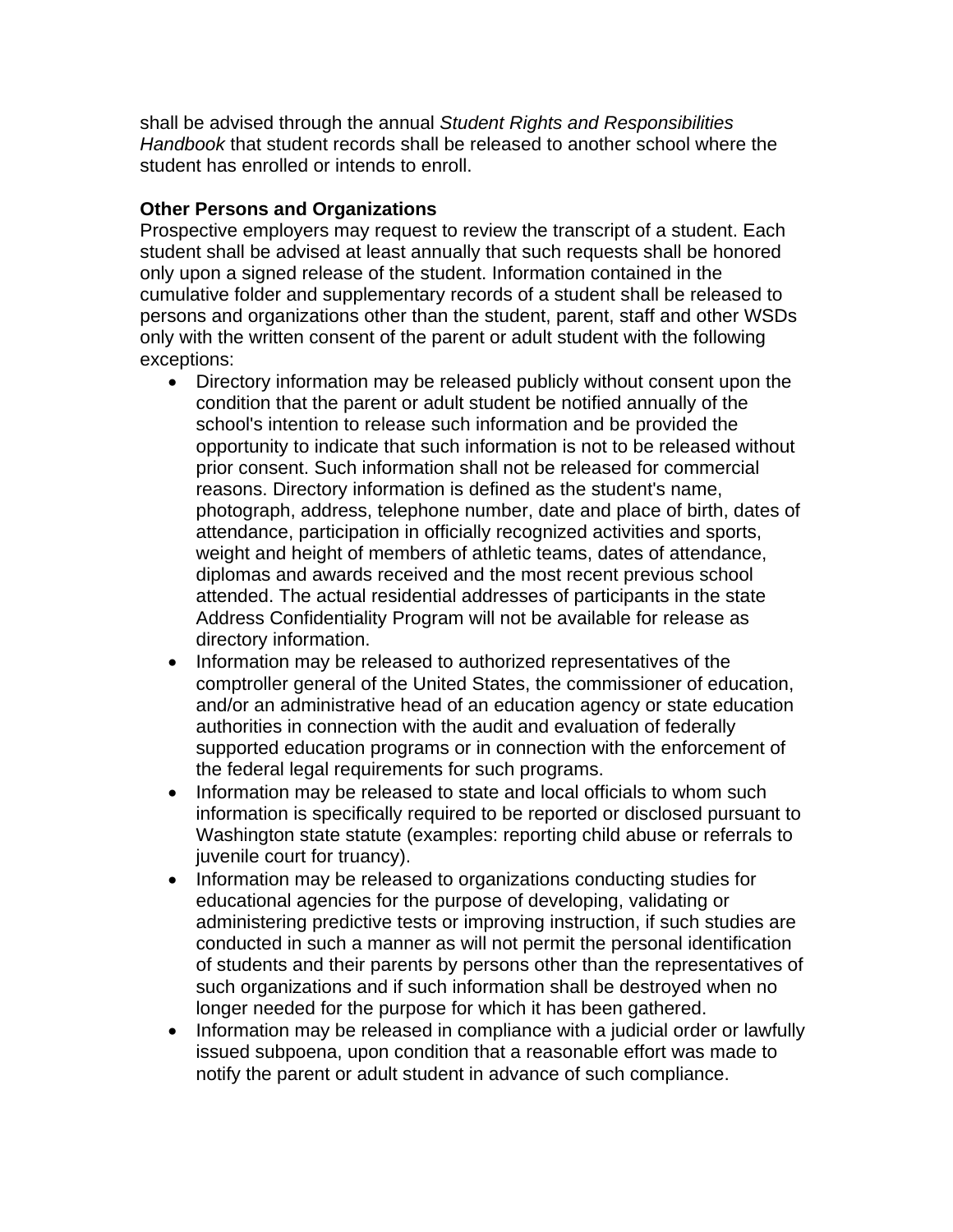shall be advised through the annual *Student Rights and Responsibilities Handbook* that student records shall be released to another school where the student has enrolled or intends to enroll.

**Other Persons and Organizations**

Prospective employers may request to review the transcript of a student. Each student shall be advised at least annually that such requests shall be honored only upon a signed release of the student. Information contained in the cumulative folder and supplementary records of a student shall be released to persons and organizations other than the student, parent, staff and other WSDs only with the written consent of the parent or adult student with the following exceptions:

- Directory information may be released publicly without consent upon the condition that the parent or adult student be notified annually of the school's intention to release such information and be provided the opportunity to indicate that such information is not to be released without prior consent. Such information shall not be released for commercial reasons. Directory information is defined as the student's name, photograph, address, telephone number, date and place of birth, dates of attendance, participation in officially recognized activities and sports, weight and height of members of athletic teams, dates of attendance, diplomas and awards received and the most recent previous school attended. The actual residential addresses of participants in the state Address Confidentiality Program will not be available for release as directory information.
- Information may be released to authorized representatives of the comptroller general of the United States, the commissioner of education, and/or an administrative head of an education agency or state education authorities in connection with the audit and evaluation of federally supported education programs or in connection with the enforcement of the federal legal requirements for such programs.
- Information may be released to state and local officials to whom such information is specifically required to be reported or disclosed pursuant to Washington state statute (examples: reporting child abuse or referrals to juvenile court for truancy).
- Information may be released to organizations conducting studies for educational agencies for the purpose of developing, validating or administering predictive tests or improving instruction, if such studies are conducted in such a manner as will not permit the personal identification of students and their parents by persons other than the representatives of such organizations and if such information shall be destroyed when no longer needed for the purpose for which it has been gathered.
- Information may be released in compliance with a judicial order or lawfully issued subpoena, upon condition that a reasonable effort was made to notify the parent or adult student in advance of such compliance.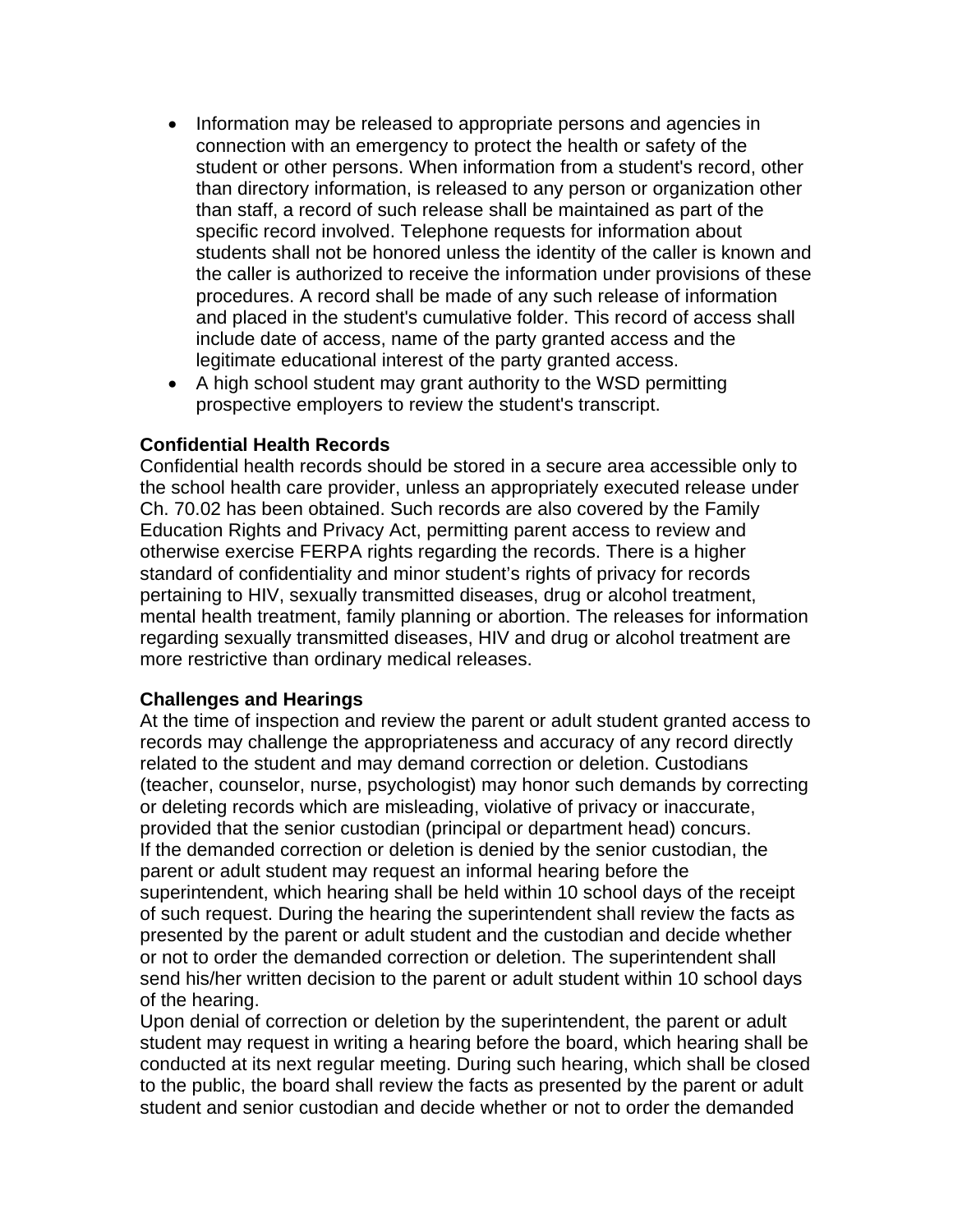- Information may be released to appropriate persons and agencies in connection with an emergency to protect the health or safety of the student or other persons. When information from a student's record, other than directory information, is released to any person or organization other than staff, a record of such release shall be maintained as part of the specific record involved. Telephone requests for information about students shall not be honored unless the identity of the caller is known and the caller is authorized to receive the information under provisions of these procedures. A record shall be made of any such release of information and placed in the student's cumulative folder. This record of access shall include date of access, name of the party granted access and the legitimate educational interest of the party granted access.
- A high school student may grant authority to the WSD permitting prospective employers to review the student's transcript.

**Confidential Health Records**
Confidential health records should be stored in a secure area accessible only to the school health care provider, unless an appropriately executed release under Ch. 70.02 has been obtained. Such records are also covered by the Family Education Rights and Privacy Act, permitting parent access to review and otherwise exercise FERPA rights regarding the records. There is a higher standard of confidentiality and minor student's rights of privacy for records pertaining to HIV, sexually transmitted diseases, drug or alcohol treatment, mental health treatment, family planning or abortion. The releases for information regarding sexually transmitted diseases, HIV and drug or alcohol treatment are more restrictive than ordinary medical releases.

**Challenges and Hearings**
At the time of inspection and review the parent or adult student granted access to records may challenge the appropriateness and accuracy of any record directly related to the student and may demand correction or deletion. Custodians (teacher, counselor, nurse, psychologist) may honor such demands by correcting or deleting records which are misleading, violative of privacy or inaccurate, provided that the senior custodian (principal or department head) concurs.
If the demanded correction or deletion is denied by the senior custodian, the parent or adult student may request an informal hearing before the superintendent, which hearing shall be held within 10 school days of the receipt of such request. During the hearing the superintendent shall review the facts as presented by the parent or adult student and the custodian and decide whether or not to order the demanded correction or deletion. The superintendent shall send his/her written decision to the parent or adult student within 10 school days of the hearing.
Upon denial of correction or deletion by the superintendent, the parent or adult student may request in writing a hearing before the board, which hearing shall be conducted at its next regular meeting. During such hearing, which shall be closed to the public, the board shall review the facts as presented by the parent or adult student and senior custodian and decide whether or not to order the demanded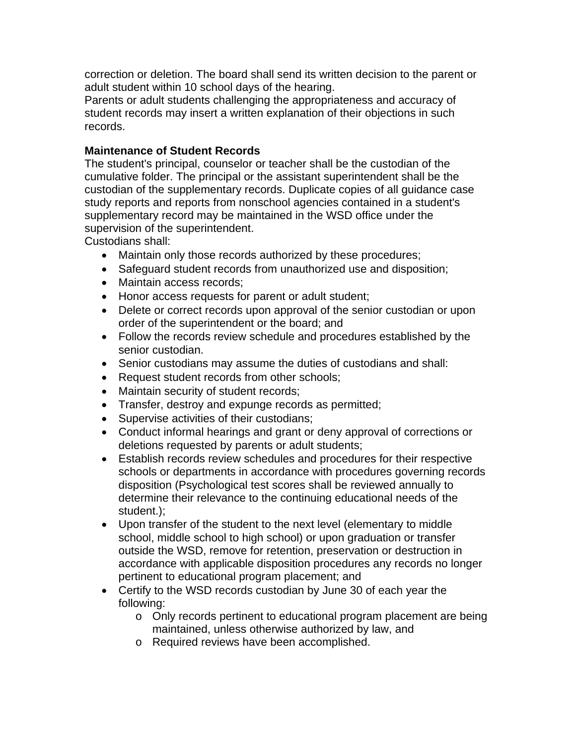correction or deletion. The board shall send its written decision to the parent or adult student within 10 school days of the hearing.

Parents or adult students challenging the appropriateness and accuracy of student records may insert a written explanation of their objections in such records.

**Maintenance of Student Records**

The student's principal, counselor or teacher shall be the custodian of the cumulative folder. The principal or the assistant superintendent shall be the custodian of the supplementary records. Duplicate copies of all guidance case study reports and reports from nonschool agencies contained in a student's supplementary record may be maintained in the WSD office under the supervision of the superintendent.

Custodians shall:

- Maintain only those records authorized by these procedures;
- Safeguard student records from unauthorized use and disposition;
- Maintain access records;
- Honor access requests for parent or adult student;
- Delete or correct records upon approval of the senior custodian or upon order of the superintendent or the board; and
- Follow the records review schedule and procedures established by the senior custodian.
- Senior custodians may assume the duties of custodians and shall:
- Request student records from other schools;
- Maintain security of student records;
- Transfer, destroy and expunge records as permitted;
- Supervise activities of their custodians;
- Conduct informal hearings and grant or deny approval of corrections or deletions requested by parents or adult students;
- Establish records review schedules and procedures for their respective schools or departments in accordance with procedures governing records disposition (Psychological test scores shall be reviewed annually to determine their relevance to the continuing educational needs of the student.);
- Upon transfer of the student to the next level (elementary to middle school, middle school to high school) or upon graduation or transfer outside the WSD, remove for retention, preservation or destruction in accordance with applicable disposition procedures any records no longer pertinent to educational program placement; and
- Certify to the WSD records custodian by June 30 of each year the following:
  - Only records pertinent to educational program placement are being maintained, unless otherwise authorized by law, and
  - Required reviews have been accomplished.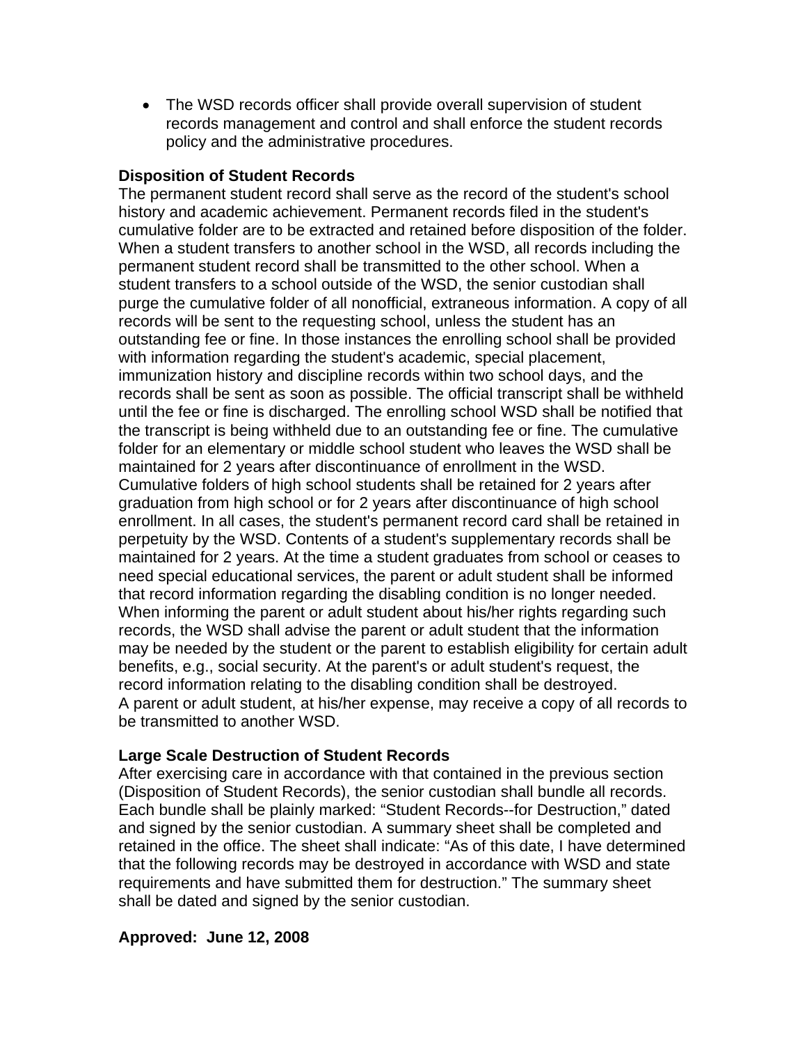- The WSD records officer shall provide overall supervision of student records management and control and shall enforce the student records policy and the administrative procedures.

**Disposition of Student Records**

The permanent student record shall serve as the record of the student's school history and academic achievement. Permanent records filed in the student's cumulative folder are to be extracted and retained before disposition of the folder. When a student transfers to another school in the WSD, all records including the permanent student record shall be transmitted to the other school. When a student transfers to a school outside of the WSD, the senior custodian shall purge the cumulative folder of all nonofficial, extraneous information. A copy of all records will be sent to the requesting school, unless the student has an outstanding fee or fine. In those instances the enrolling school shall be provided with information regarding the student's academic, special placement, immunization history and discipline records within two school days, and the records shall be sent as soon as possible. The official transcript shall be withheld until the fee or fine is discharged. The enrolling school WSD shall be notified that the transcript is being withheld due to an outstanding fee or fine. The cumulative folder for an elementary or middle school student who leaves the WSD shall be maintained for 2 years after discontinuance of enrollment in the WSD. Cumulative folders of high school students shall be retained for 2 years after graduation from high school or for 2 years after discontinuance of high school enrollment. In all cases, the student's permanent record card shall be retained in perpetuity by the WSD. Contents of a student's supplementary records shall be maintained for 2 years. At the time a student graduates from school or ceases to need special educational services, the parent or adult student shall be informed that record information regarding the disabling condition is no longer needed. When informing the parent or adult student about his/her rights regarding such records, the WSD shall advise the parent or adult student that the information may be needed by the student or the parent to establish eligibility for certain adult benefits, e.g., social security. At the parent's or adult student's request, the record information relating to the disabling condition shall be destroyed.
A parent or adult student, at his/her expense, may receive a copy of all records to be transmitted to another WSD.

**Large Scale Destruction of Student Records**

After exercising care in accordance with that contained in the previous section (Disposition of Student Records), the senior custodian shall bundle all records. Each bundle shall be plainly marked: "Student Records--for Destruction," dated and signed by the senior custodian. A summary sheet shall be completed and retained in the office. The sheet shall indicate: "As of this date, I have determined that the following records may be destroyed in accordance with WSD and state requirements and have submitted them for destruction." The summary sheet shall be dated and signed by the senior custodian.

**Approved: June 12, 2008**